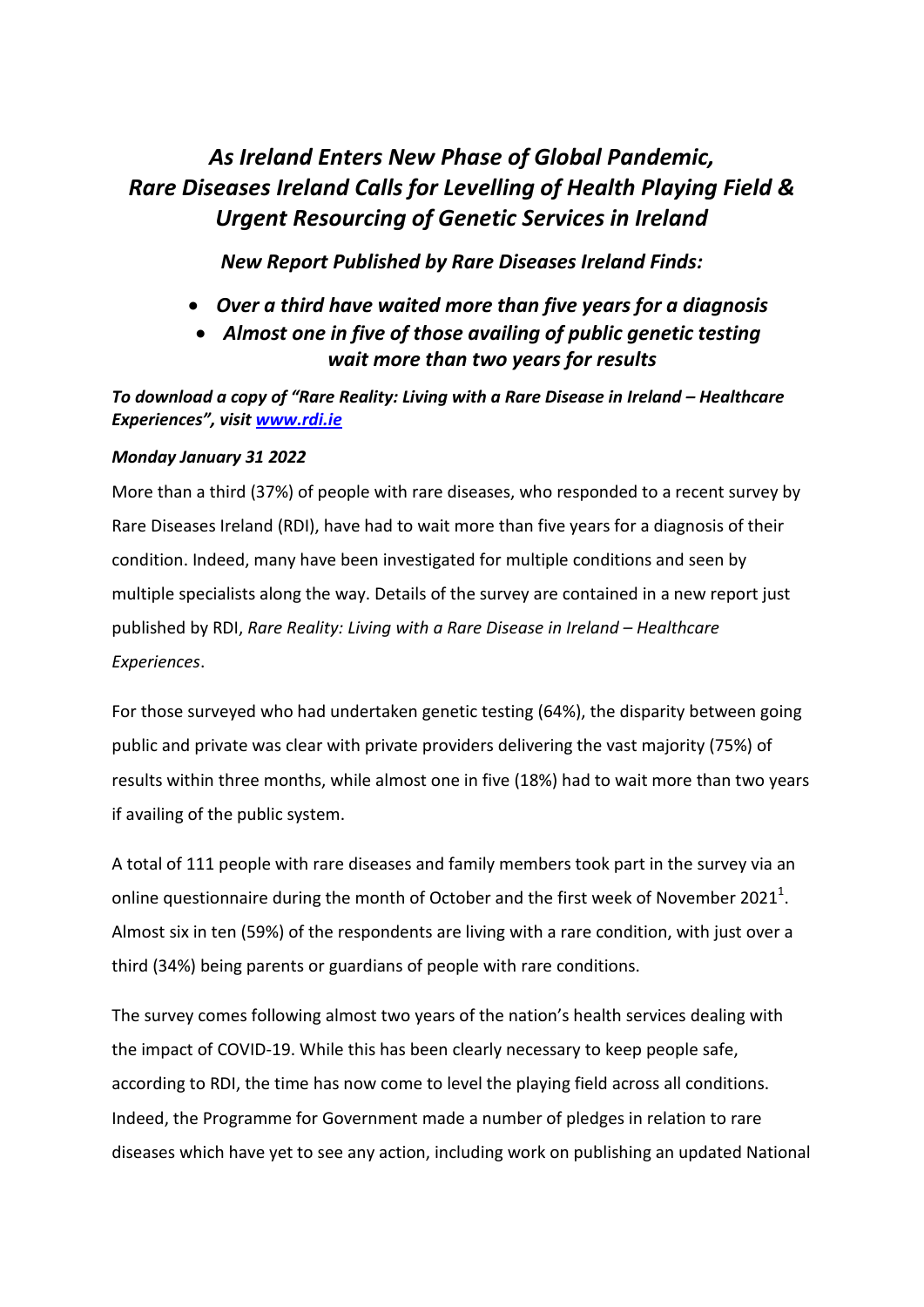# *As Ireland Enters New Phase of Global Pandemic, Rare Diseases Ireland Calls for Levelling of Health Playing Field & Urgent Resourcing of Genetic Services in Ireland*

## *New Report Published by Rare Diseases Ireland Finds:*

- ***Over a third have waited more than five years for a diagnosis***
- ***Almost one in five of those availing of public genetic testing wait more than two years for results***

***To download a copy of "Rare Reality: Living with a Rare Disease in Ireland – Healthcare Experiences", visit [www.rdi.ie](www.rdi.ie)***

***Monday January 31 2022***

More than a third (37%) of people with rare diseases, who responded to a recent survey by Rare Diseases Ireland (RDI), have had to wait more than five years for a diagnosis of their condition. Indeed, many have been investigated for multiple conditions and seen by multiple specialists along the way. Details of the survey are contained in a new report just published by RDI, *Rare Reality: Living with a Rare Disease in Ireland – Healthcare Experiences*.

For those surveyed who had undertaken genetic testing (64%), the disparity between going public and private was clear with private providers delivering the vast majority (75%) of results within three months, while almost one in five (18%) had to wait more than two years if availing of the public system.

A total of 111 people with rare diseases and family members took part in the survey via an online questionnaire during the month of October and the first week of November 2021[1]. Almost six in ten (59%) of the respondents are living with a rare condition, with just over a third (34%) being parents or guardians of people with rare conditions.

The survey comes following almost two years of the nation's health services dealing with the impact of COVID-19. While this has been clearly necessary to keep people safe, according to RDI, the time has now come to level the playing field across all conditions. Indeed, the Programme for Government made a number of pledges in relation to rare diseases which have yet to see any action, including work on publishing an updated National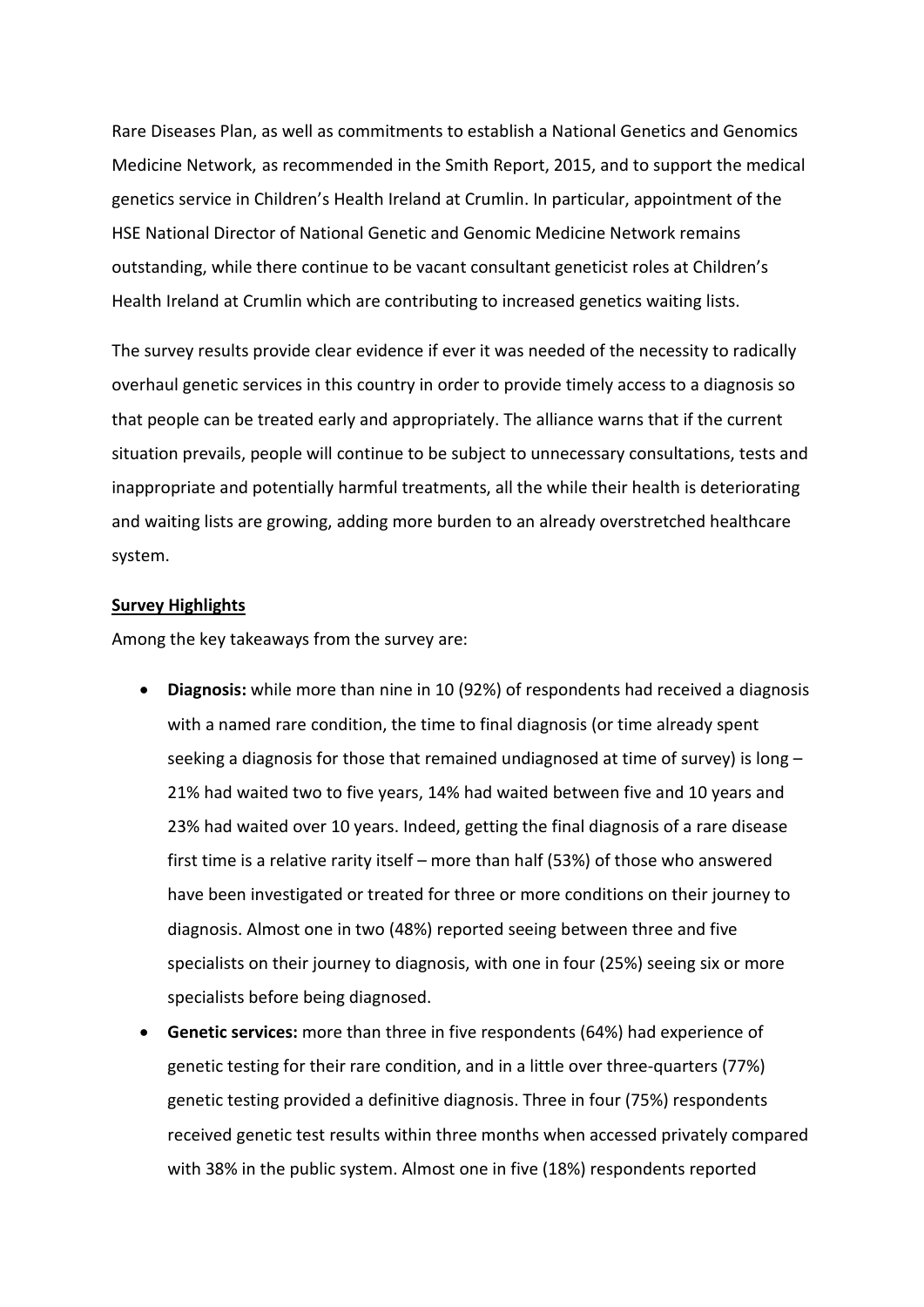Rare Diseases Plan, as well as commitments to establish a National Genetics and Genomics Medicine Network, as recommended in the Smith Report, 2015, and to support the medical genetics service in Children's Health Ireland at Crumlin. In particular, appointment of the HSE National Director of National Genetic and Genomic Medicine Network remains outstanding, while there continue to be vacant consultant geneticist roles at Children's Health Ireland at Crumlin which are contributing to increased genetics waiting lists.

The survey results provide clear evidence if ever it was needed of the necessity to radically overhaul genetic services in this country in order to provide timely access to a diagnosis so that people can be treated early and appropriately. The alliance warns that if the current situation prevails, people will continue to be subject to unnecessary consultations, tests and inappropriate and potentially harmful treatments, all the while their health is deteriorating and waiting lists are growing, adding more burden to an already overstretched healthcare system.

**Survey Highlights**

Among the key takeaways from the survey are:

- **Diagnosis:** while more than nine in 10 (92%) of respondents had received a diagnosis with a named rare condition, the time to final diagnosis (or time already spent seeking a diagnosis for those that remained undiagnosed at time of survey) is long – 21% had waited two to five years, 14% had waited between five and 10 years and 23% had waited over 10 years. Indeed, getting the final diagnosis of a rare disease first time is a relative rarity itself – more than half (53%) of those who answered have been investigated or treated for three or more conditions on their journey to diagnosis. Almost one in two (48%) reported seeing between three and five specialists on their journey to diagnosis, with one in four (25%) seeing six or more specialists before being diagnosed.
- **Genetic services:** more than three in five respondents (64%) had experience of genetic testing for their rare condition, and in a little over three-quarters (77%) genetic testing provided a definitive diagnosis. Three in four (75%) respondents received genetic test results within three months when accessed privately compared with 38% in the public system. Almost one in five (18%) respondents reported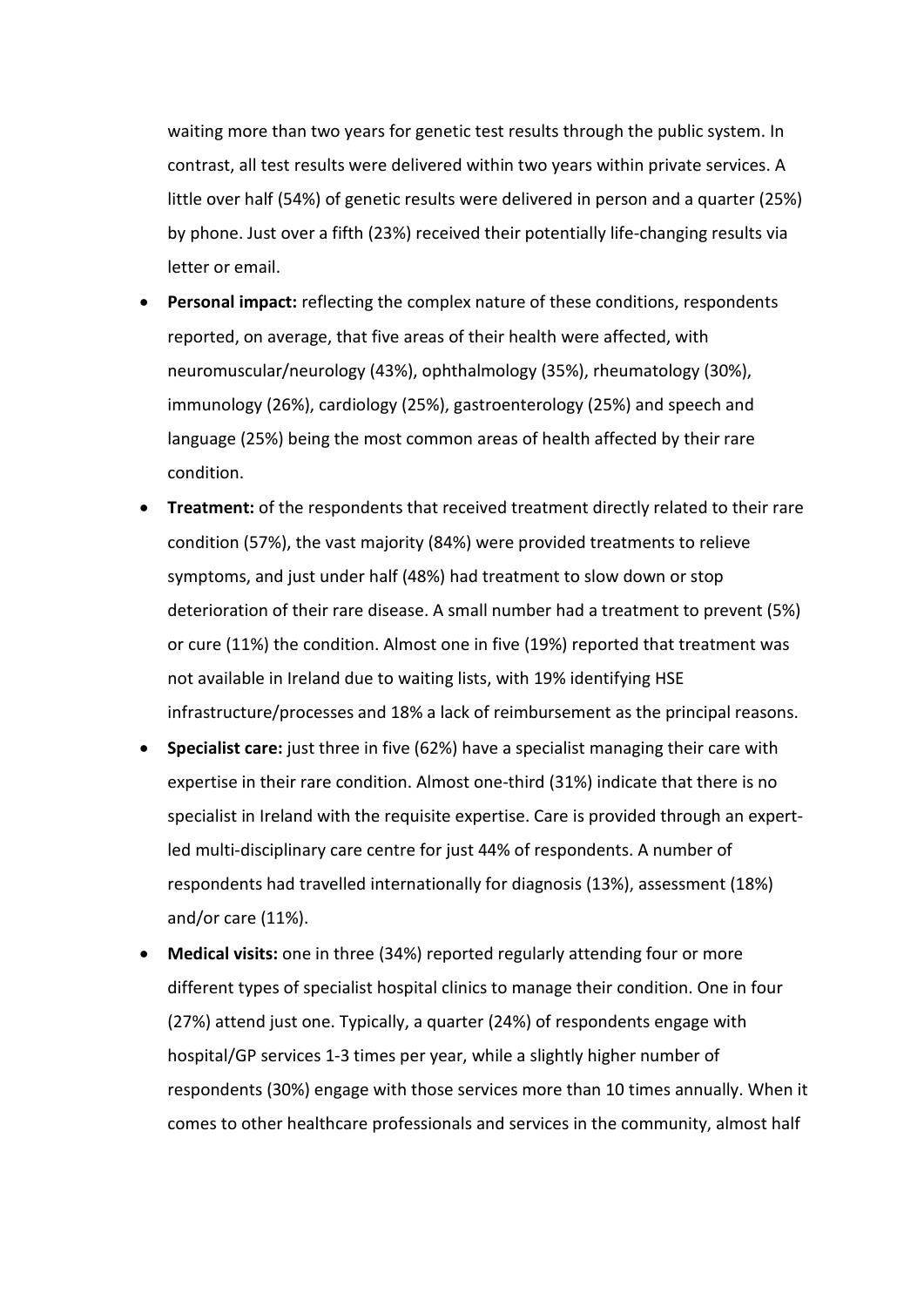waiting more than two years for genetic test results through the public system. In contrast, all test results were delivered within two years within private services. A little over half (54%) of genetic results were delivered in person and a quarter (25%) by phone. Just over a fifth (23%) received their potentially life-changing results via letter or email.

- **Personal impact:** reflecting the complex nature of these conditions, respondents reported, on average, that five areas of their health were affected, with neuromuscular/neurology (43%), ophthalmology (35%), rheumatology (30%), immunology (26%), cardiology (25%), gastroenterology (25%) and speech and language (25%) being the most common areas of health affected by their rare condition.
- **Treatment:** of the respondents that received treatment directly related to their rare condition (57%), the vast majority (84%) were provided treatments to relieve symptoms, and just under half (48%) had treatment to slow down or stop deterioration of their rare disease. A small number had a treatment to prevent (5%) or cure (11%) the condition. Almost one in five (19%) reported that treatment was not available in Ireland due to waiting lists, with 19% identifying HSE infrastructure/processes and 18% a lack of reimbursement as the principal reasons.
- **Specialist care:** just three in five (62%) have a specialist managing their care with expertise in their rare condition. Almost one-third (31%) indicate that there is no specialist in Ireland with the requisite expertise. Care is provided through an expert-led multi-disciplinary care centre for just 44% of respondents. A number of respondents had travelled internationally for diagnosis (13%), assessment (18%) and/or care (11%).
- **Medical visits:** one in three (34%) reported regularly attending four or more different types of specialist hospital clinics to manage their condition. One in four (27%) attend just one. Typically, a quarter (24%) of respondents engage with hospital/GP services 1-3 times per year, while a slightly higher number of respondents (30%) engage with those services more than 10 times annually. When it comes to other healthcare professionals and services in the community, almost half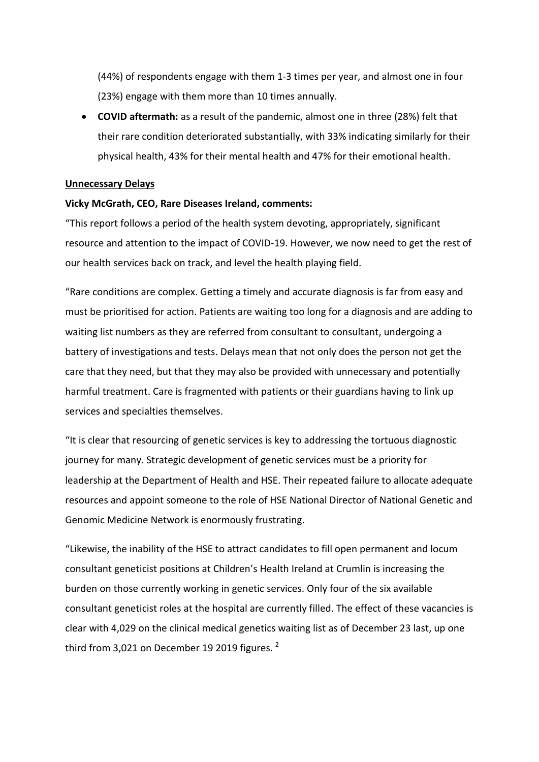(44%) of respondents engage with them 1-3 times per year, and almost one in four (23%) engage with them more than 10 times annually.

- **COVID aftermath:** as a result of the pandemic, almost one in three (28%) felt that their rare condition deteriorated substantially, with 33% indicating similarly for their physical health, 43% for their mental health and 47% for their emotional health.

**Unnecessary Delays**

**Vicky McGrath, CEO, Rare Diseases Ireland, comments:**

"This report follows a period of the health system devoting, appropriately, significant resource and attention to the impact of COVID-19. However, we now need to get the rest of our health services back on track, and level the health playing field.

"Rare conditions are complex. Getting a timely and accurate diagnosis is far from easy and must be prioritised for action. Patients are waiting too long for a diagnosis and are adding to waiting list numbers as they are referred from consultant to consultant, undergoing a battery of investigations and tests. Delays mean that not only does the person not get the care that they need, but that they may also be provided with unnecessary and potentially harmful treatment. Care is fragmented with patients or their guardians having to link up services and specialties themselves.

"It is clear that resourcing of genetic services is key to addressing the tortuous diagnostic journey for many. Strategic development of genetic services must be a priority for leadership at the Department of Health and HSE. Their repeated failure to allocate adequate resources and appoint someone to the role of HSE National Director of National Genetic and Genomic Medicine Network is enormously frustrating.

"Likewise, the inability of the HSE to attract candidates to fill open permanent and locum consultant geneticist positions at Children's Health Ireland at Crumlin is increasing the burden on those currently working in genetic services. Only four of the six available consultant geneticist roles at the hospital are currently filled. The effect of these vacancies is clear with 4,029 on the clinical medical genetics waiting list as of December 23 last, up one third from 3,021 on December 19 2019 figures. [2]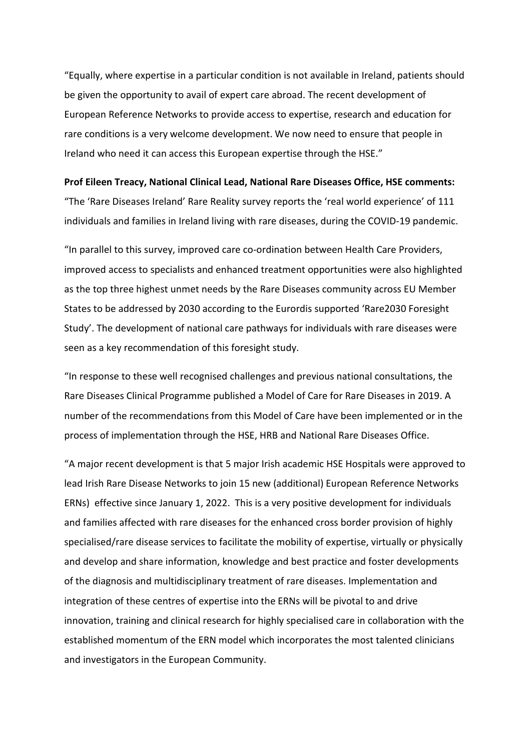“Equally, where expertise in a particular condition is not available in Ireland, patients should be given the opportunity to avail of expert care abroad. The recent development of European Reference Networks to provide access to expertise, research and education for rare conditions is a very welcome development. We now need to ensure that people in Ireland who need it can access this European expertise through the HSE.”

**Prof Eileen Treacy, National Clinical Lead, National Rare Diseases Office, HSE comments:** “The ‘Rare Diseases Ireland’ Rare Reality survey reports the ‘real world experience’ of 111 individuals and families in Ireland living with rare diseases, during the COVID-19 pandemic.

“In parallel to this survey, improved care co-ordination between Health Care Providers, improved access to specialists and enhanced treatment opportunities were also highlighted as the top three highest unmet needs by the Rare Diseases community across EU Member States to be addressed by 2030 according to the Eurordis supported ‘Rare2030 Foresight Study’. The development of national care pathways for individuals with rare diseases were seen as a key recommendation of this foresight study.

“In response to these well recognised challenges and previous national consultations, the Rare Diseases Clinical Programme published a Model of Care for Rare Diseases in 2019. A number of the recommendations from this Model of Care have been implemented or in the process of implementation through the HSE, HRB and National Rare Diseases Office.

“A major recent development is that 5 major Irish academic HSE Hospitals were approved to lead Irish Rare Disease Networks to join 15 new (additional) European Reference Networks ERNs) effective since January 1, 2022. This is a very positive development for individuals and families affected with rare diseases for the enhanced cross border provision of highly specialised/rare disease services to facilitate the mobility of expertise, virtually or physically and develop and share information, knowledge and best practice and foster developments of the diagnosis and multidisciplinary treatment of rare diseases. Implementation and integration of these centres of expertise into the ERNs will be pivotal to and drive innovation, training and clinical research for highly specialised care in collaboration with the established momentum of the ERN model which incorporates the most talented clinicians and investigators in the European Community.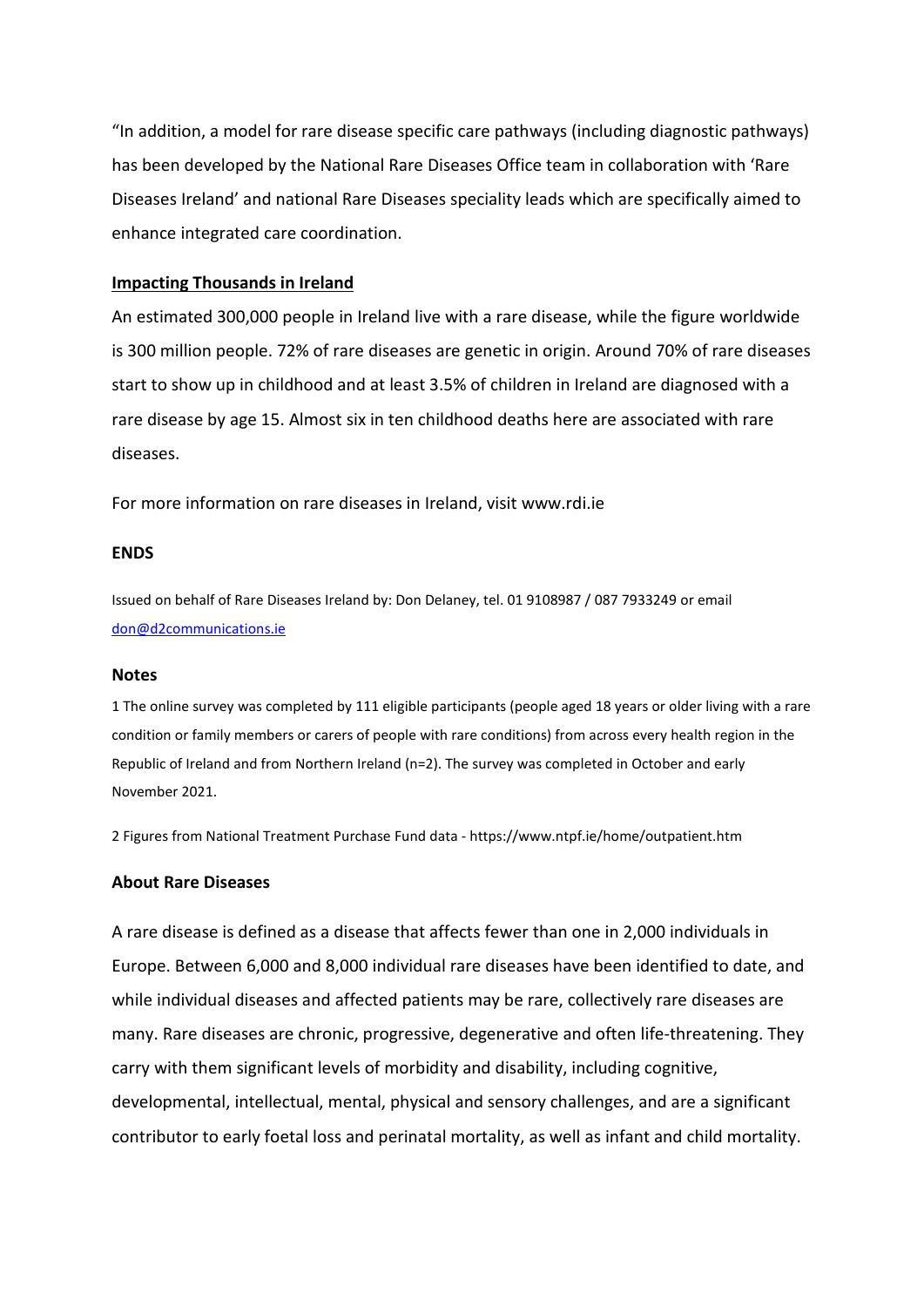"In addition, a model for rare disease specific care pathways (including diagnostic pathways) has been developed by the National Rare Diseases Office team in collaboration with 'Rare Diseases Ireland' and national Rare Diseases speciality leads which are specifically aimed to enhance integrated care coordination.

**Impacting Thousands in Ireland**

An estimated 300,000 people in Ireland live with a rare disease, while the figure worldwide is 300 million people. 72% of rare diseases are genetic in origin. Around 70% of rare diseases start to show up in childhood and at least 3.5% of children in Ireland are diagnosed with a rare disease by age 15. Almost six in ten childhood deaths here are associated with rare diseases.

For more information on rare diseases in Ireland, visit www.rdi.ie

**ENDS**

Issued on behalf of Rare Diseases Ireland by: Don Delaney, tel. 01 9108987 / 087 7933249 or email don@d2communications.ie

**Notes**

1 The online survey was completed by 111 eligible participants (people aged 18 years or older living with a rare condition or family members or carers of people with rare conditions) from across every health region in the Republic of Ireland and from Northern Ireland (n=2). The survey was completed in October and early November 2021.

2 Figures from National Treatment Purchase Fund data - https://www.ntpf.ie/home/outpatient.htm

**About Rare Diseases**

A rare disease is defined as a disease that affects fewer than one in 2,000 individuals in Europe. Between 6,000 and 8,000 individual rare diseases have been identified to date, and while individual diseases and affected patients may be rare, collectively rare diseases are many. Rare diseases are chronic, progressive, degenerative and often life-threatening. They carry with them significant levels of morbidity and disability, including cognitive, developmental, intellectual, mental, physical and sensory challenges, and are a significant contributor to early foetal loss and perinatal mortality, as well as infant and child mortality.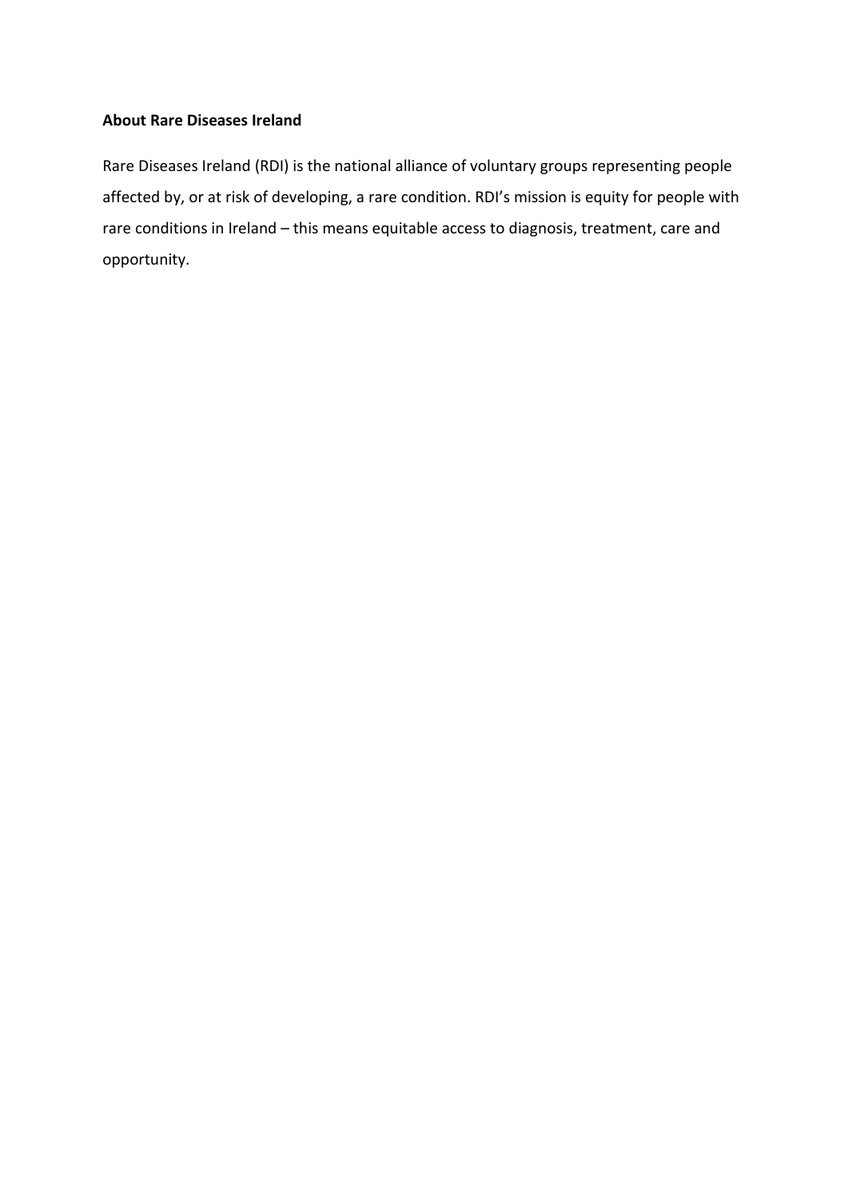**About Rare Diseases Ireland**

Rare Diseases Ireland (RDI) is the national alliance of voluntary groups representing people affected by, or at risk of developing, a rare condition. RDI's mission is equity for people with rare conditions in Ireland – this means equitable access to diagnosis, treatment, care and opportunity.